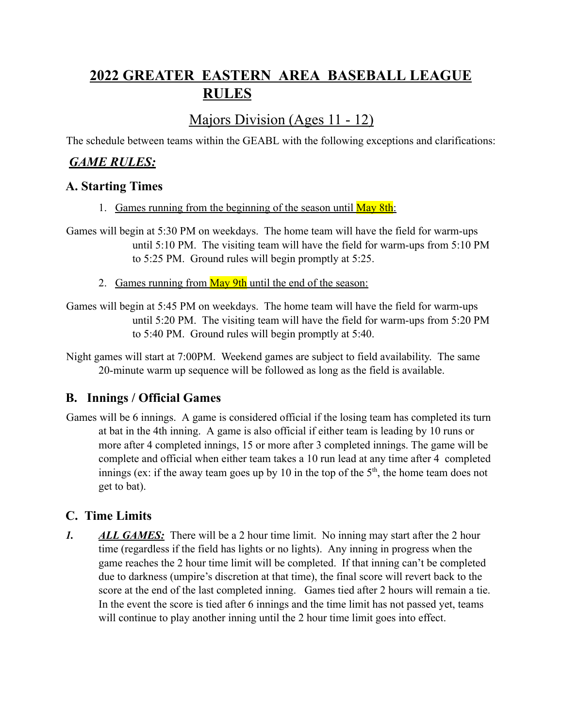# 2022 GREATER EASTERN AREA BASEBALL LEAGUE RULES

## Majors Division (Ages 11 - 12)

The schedule between teams within the GEABL with the following exceptions and clarifications:

## ***GAME RULES:***

### A. Starting Times

1. Games running from the beginning of the season until May 8th:

Games will begin at 5:30 PM on weekdays. The home team will have the field for warm-ups until 5:10 PM. The visiting team will have the field for warm-ups from 5:10 PM to 5:25 PM. Ground rules will begin promptly at 5:25.

2. Games running from May 9th until the end of the season:

Games will begin at 5:45 PM on weekdays. The home team will have the field for warm-ups until 5:20 PM. The visiting team will have the field for warm-ups from 5:20 PM to 5:40 PM. Ground rules will begin promptly at 5:40.

Night games will start at 7:00PM. Weekend games are subject to field availability. The same 20-minute warm up sequence will be followed as long as the field is available.

### B. Innings / Official Games

Games will be 6 innings. A game is considered official if the losing team has completed its turn at bat in the 4th inning. A game is also official if either team is leading by 10 runs or more after 4 completed innings, 15 or more after 3 completed innings. The game will be complete and official when either team takes a 10 run lead at any time after 4 completed innings (ex: if the away team goes up by 10 in the top of the 5th, the home team does not get to bat).

### C. Time Limits

***1.*** ***ALL GAMES:*** There will be a 2 hour time limit. No inning may start after the 2 hour time (regardless if the field has lights or no lights). Any inning in progress when the game reaches the 2 hour time limit will be completed. If that inning can't be completed due to darkness (umpire's discretion at that time), the final score will revert back to the score at the end of the last completed inning. Games tied after 2 hours will remain a tie. In the event the score is tied after 6 innings and the time limit has not passed yet, teams will continue to play another inning until the 2 hour time limit goes into effect.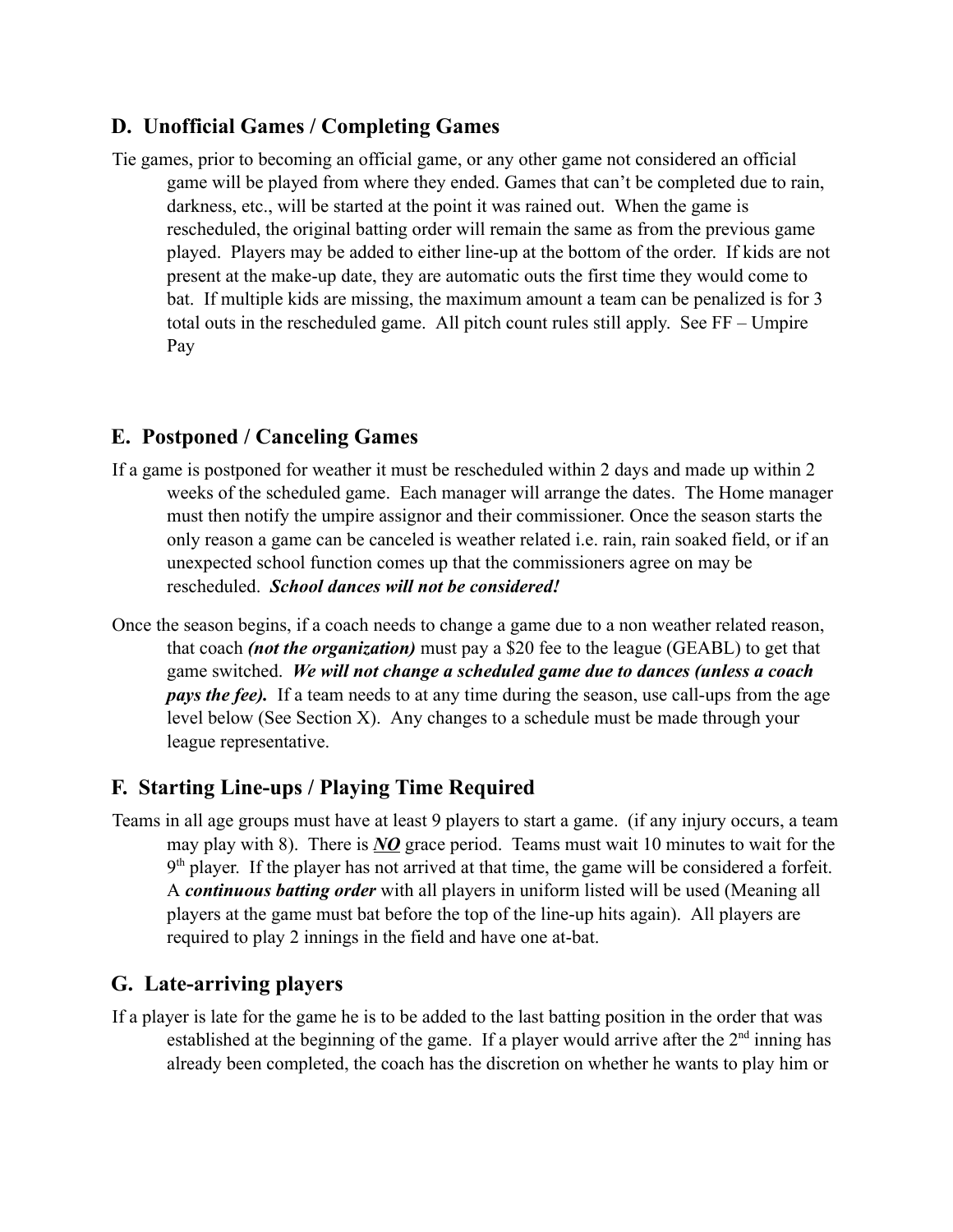## D. Unofficial Games / Completing Games

Tie games, prior to becoming an official game, or any other game not considered an official game will be played from where they ended. Games that can't be completed due to rain, darkness, etc., will be started at the point it was rained out. When the game is rescheduled, the original batting order will remain the same as from the previous game played. Players may be added to either line-up at the bottom of the order. If kids are not present at the make-up date, they are automatic outs the first time they would come to bat. If multiple kids are missing, the maximum amount a team can be penalized is for 3 total outs in the rescheduled game. All pitch count rules still apply. See FF – Umpire Pay

## E. Postponed / Canceling Games

If a game is postponed for weather it must be rescheduled within 2 days and made up within 2 weeks of the scheduled game. Each manager will arrange the dates. The Home manager must then notify the umpire assignor and their commissioner. Once the season starts the only reason a game can be canceled is weather related i.e. rain, rain soaked field, or if an unexpected school function comes up that the commissioners agree on may be rescheduled. ***School dances will not be considered!***

Once the season begins, if a coach needs to change a game due to a non weather related reason, that coach ***(not the organization)*** must pay a $20 fee to the league (GEABL) to get that game switched. ***We will not change a scheduled game due to dances (unless a coach pays the fee).*** If a team needs to at any time during the season, use call-ups from the age level below (See Section X). Any changes to a schedule must be made through your league representative.

## F. Starting Line-ups / Playing Time Required

Teams in all age groups must have at least 9 players to start a game. (if any injury occurs, a team may play with 8). There is ***<u>NO</u>*** grace period. Teams must wait 10 minutes to wait for the 9th player. If the player has not arrived at that time, the game will be considered a forfeit. A ***continuous batting order*** with all players in uniform listed will be used (Meaning all players at the game must bat before the top of the line-up hits again). All players are required to play 2 innings in the field and have one at-bat.

## G. Late-arriving players

If a player is late for the game he is to be added to the last batting position in the order that was established at the beginning of the game. If a player would arrive after the 2nd inning has already been completed, the coach has the discretion on whether he wants to play him or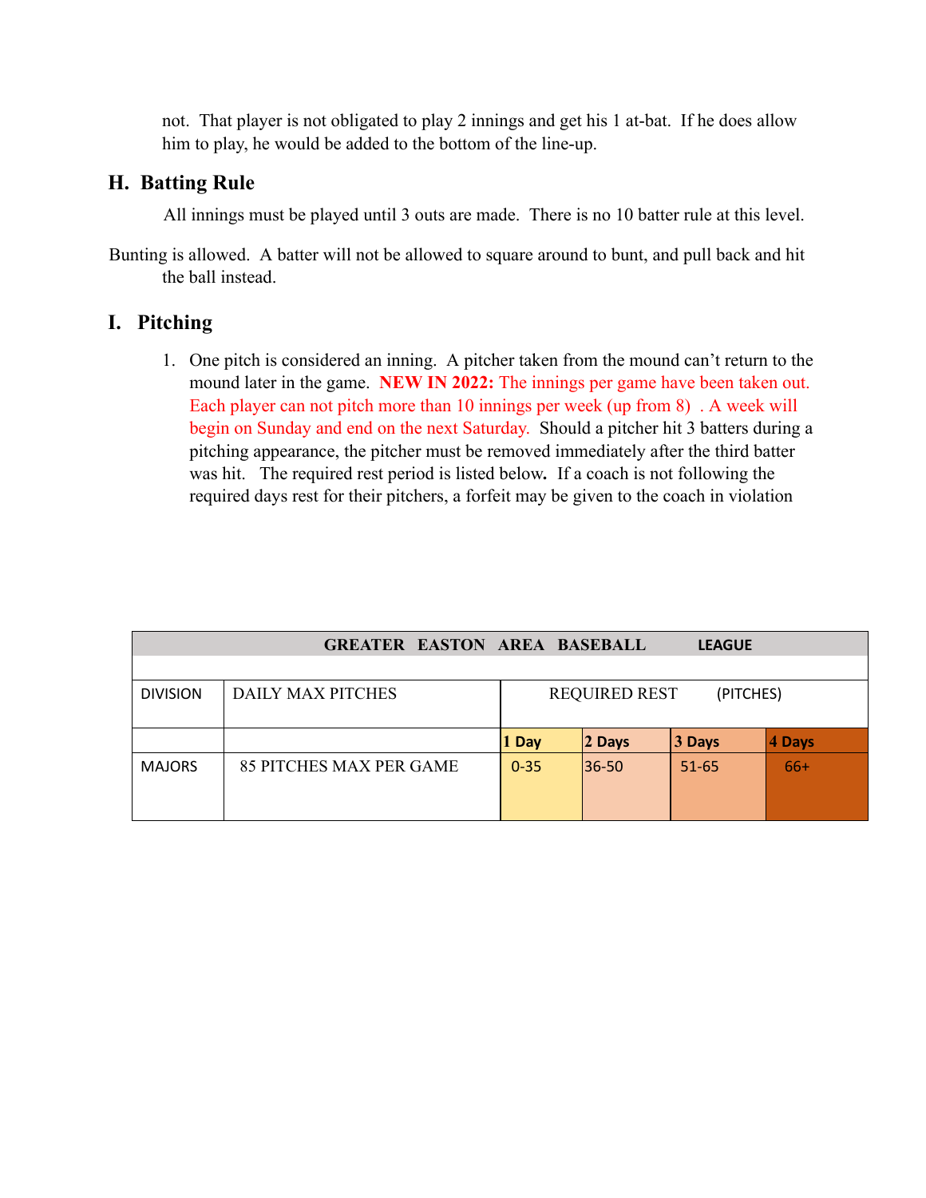not. That player is not obligated to play 2 innings and get his 1 at-bat. If he does allow him to play, he would be added to the bottom of the line-up.

## H. Batting Rule

All innings must be played until 3 outs are made. There is no 10 batter rule at this level.

Bunting is allowed. A batter will not be allowed to square around to bunt, and pull back and hit the ball instead.

## I. Pitching

1. One pitch is considered an inning. A pitcher taken from the mound can't return to the mound later in the game. **NEW IN 2022:** The innings per game have been taken out. Each player can not pitch more than 10 innings per week (up from 8) . A week will begin on Sunday and end on the next Saturday. Should a pitcher hit 3 batters during a pitching appearance, the pitcher must be removed immediately after the third batter was hit. The required rest period is listed below**.** If a coach is not following the required days rest for their pitchers, a forfeit may be given to the coach in violation

| GREATER EASTON AREA BASEBALL LEAGUE | | | | | |
|---|---|---|---|---|---|
| | | | | | |
| DIVISION | DAILY MAX PITCHES | REQUIRED REST (PITCHES) | | | |
| | | **1 Day** | **2 Days** | **3 Days** | **4 Days** |
| MAJORS | 85 PITCHES MAX PER GAME | 0-35 | 36-50 | 51-65 | 66+ |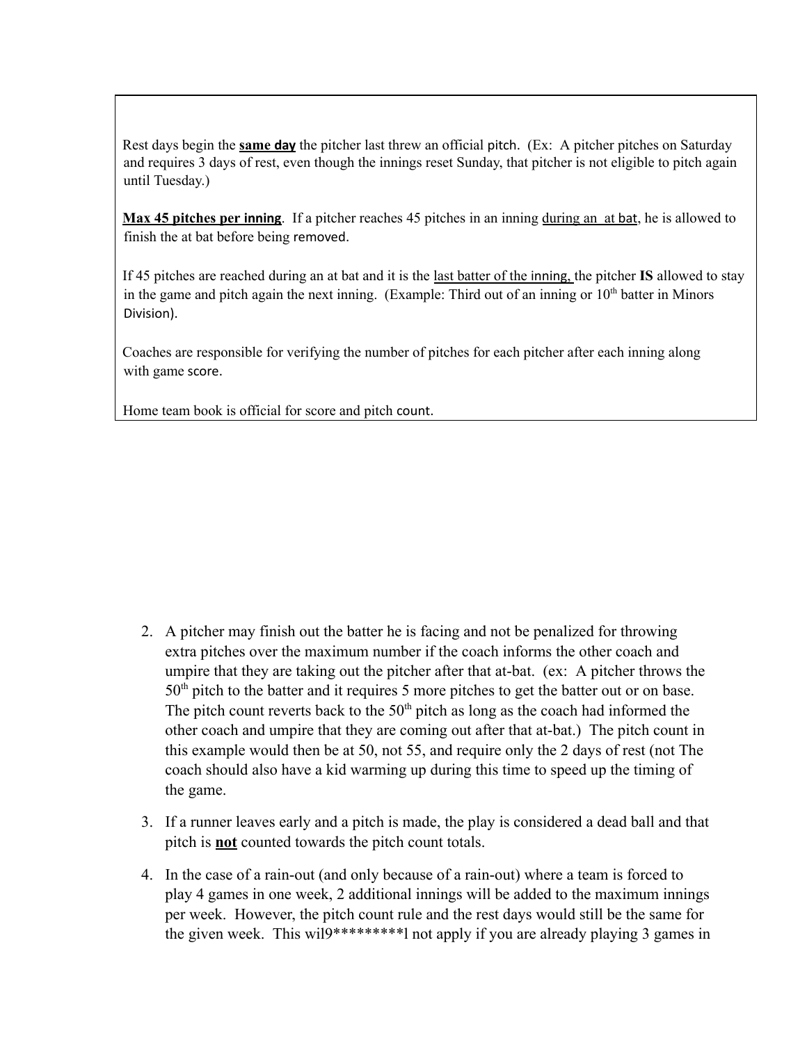Rest days begin the **same day** the pitcher last threw an official pitch. (Ex: A pitcher pitches on Saturday and requires 3 days of rest, even though the innings reset Sunday, that pitcher is not eligible to pitch again until Tuesday.)

**Max 45 pitches per inning**. If a pitcher reaches 45 pitches in an inning during an at bat, he is allowed to finish the at bat before being removed.

If 45 pitches are reached during an at bat and it is the last batter of the inning, the pitcher **IS** allowed to stay in the game and pitch again the next inning. (Example: Third out of an inning or 10th batter in Minors Division).

Coaches are responsible for verifying the number of pitches for each pitcher after each inning along with game score.

Home team book is official for score and pitch count.

2. A pitcher may finish out the batter he is facing and not be penalized for throwing extra pitches over the maximum number if the coach informs the other coach and umpire that they are taking out the pitcher after that at-bat. (ex: A pitcher throws the 50th pitch to the batter and it requires 5 more pitches to get the batter out or on base. The pitch count reverts back to the 50th pitch as long as the coach had informed the other coach and umpire that they are coming out after that at-bat.) The pitch count in this example would then be at 50, not 55, and require only the 2 days of rest (not The coach should also have a kid warming up during this time to speed up the timing of the game.
3. If a runner leaves early and a pitch is made, the play is considered a dead ball and that pitch is **not** counted towards the pitch count totals.
4. In the case of a rain-out (and only because of a rain-out) where a team is forced to play 4 games in one week, 2 additional innings will be added to the maximum innings per week. However, the pitch count rule and the rest days would still be the same for the given week. This wil9*********l not apply if you are already playing 3 games in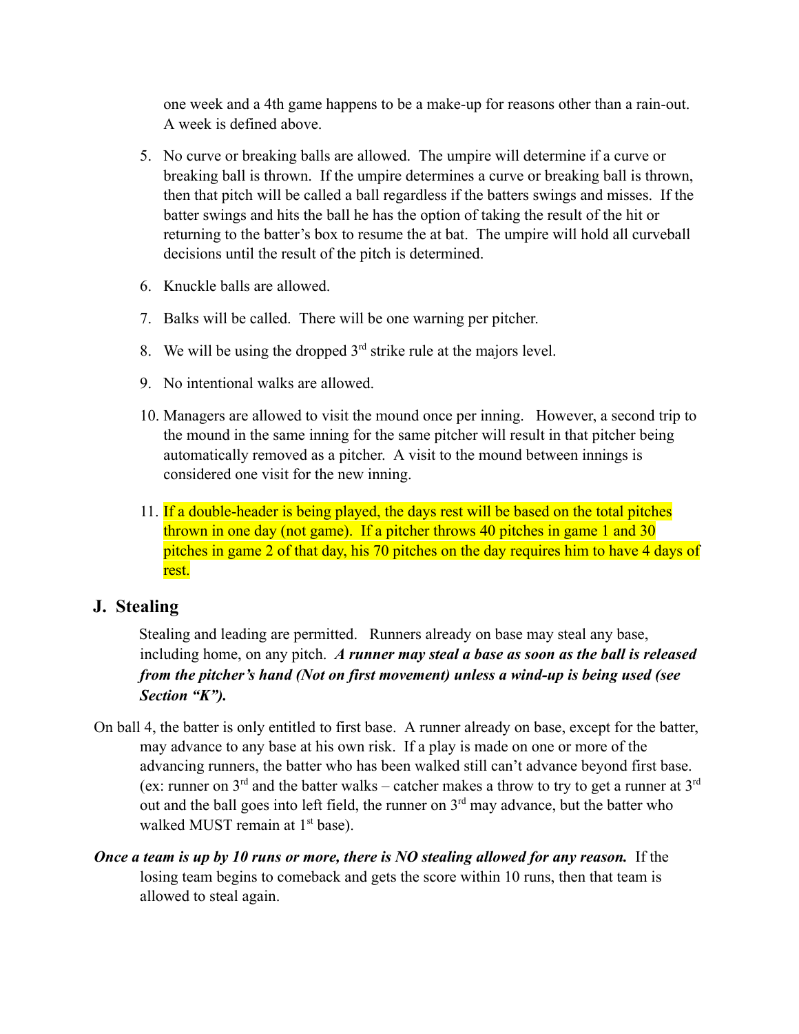one week and a 4th game happens to be a make-up for reasons other than a rain-out. A week is defined above.

5. No curve or breaking balls are allowed. The umpire will determine if a curve or breaking ball is thrown. If the umpire determines a curve or breaking ball is thrown, then that pitch will be called a ball regardless if the batters swings and misses. If the batter swings and hits the ball he has the option of taking the result of the hit or returning to the batter's box to resume the at bat. The umpire will hold all curveball decisions until the result of the pitch is determined.

6. Knuckle balls are allowed.

7. Balks will be called. There will be one warning per pitcher.

8. We will be using the dropped 3rd strike rule at the majors level.

9. No intentional walks are allowed.

10. Managers are allowed to visit the mound once per inning. However, a second trip to the mound in the same inning for the same pitcher will result in that pitcher being automatically removed as a pitcher. A visit to the mound between innings is considered one visit for the new inning.

11. If a double-header is being played, the days rest will be based on the total pitches thrown in one day (not game). If a pitcher throws 40 pitches in game 1 and 30 pitches in game 2 of that day, his 70 pitches on the day requires him to have 4 days of rest.

## J. Stealing

Stealing and leading are permitted. Runners already on base may steal any base, including home, on any pitch. ***A runner may steal a base as soon as the ball is released from the pitcher's hand (Not on first movement) unless a wind-up is being used (see Section "K").***

On ball 4, the batter is only entitled to first base. A runner already on base, except for the batter, may advance to any base at his own risk. If a play is made on one or more of the advancing runners, the batter who has been walked still can't advance beyond first base. (ex: runner on 3rd and the batter walks – catcher makes a throw to try to get a runner at 3rd out and the ball goes into left field, the runner on 3rd may advance, but the batter who walked MUST remain at 1st base).

***Once a team is up by 10 runs or more, there is NO stealing allowed for any reason.*** If the losing team begins to comeback and gets the score within 10 runs, then that team is allowed to steal again.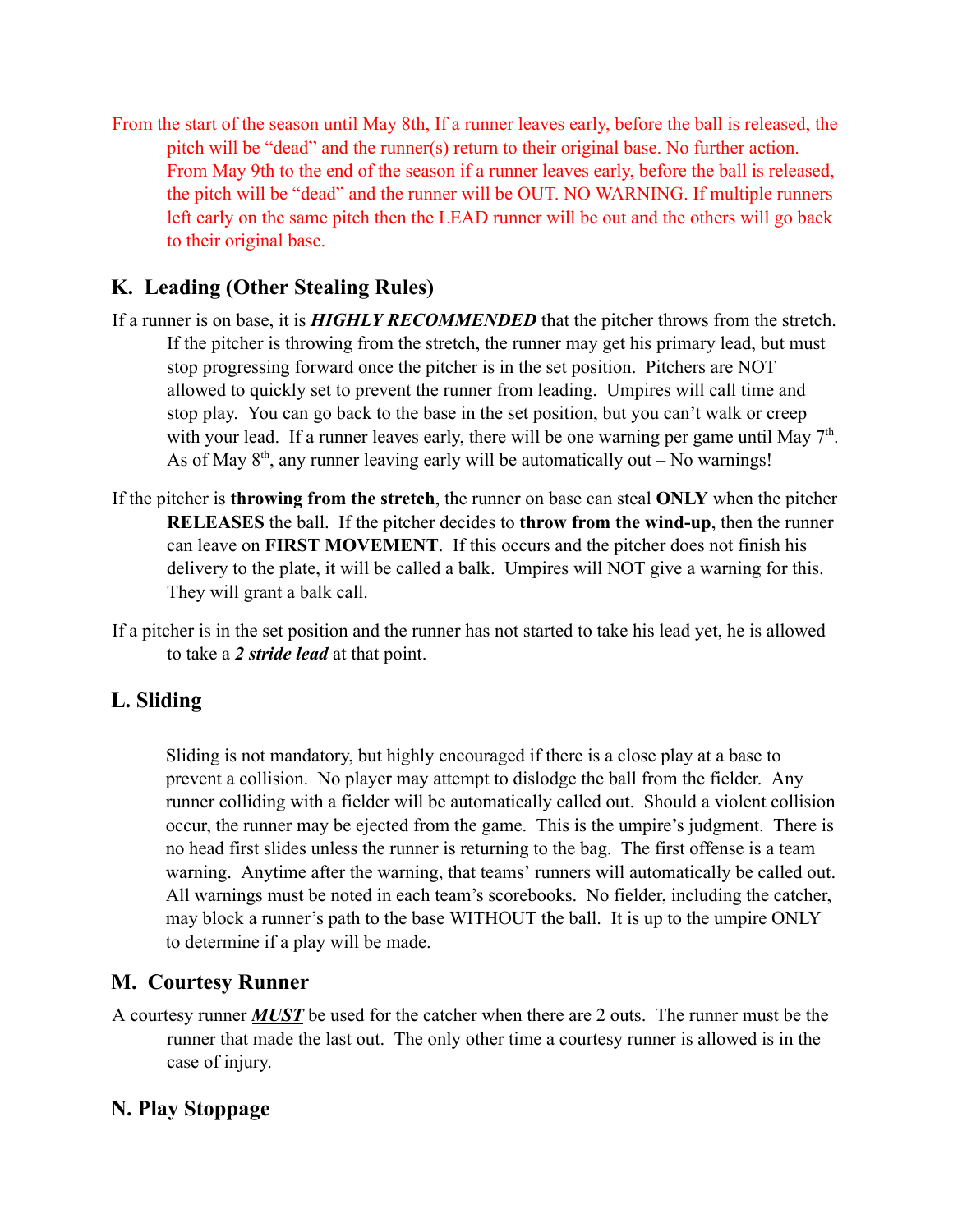From the start of the season until May 8th, If a runner leaves early, before the ball is released, the pitch will be "dead" and the runner(s) return to their original base. No further action. From May 9th to the end of the season if a runner leaves early, before the ball is released, the pitch will be "dead" and the runner will be OUT. NO WARNING. If multiple runners left early on the same pitch then the LEAD runner will be out and the others will go back to their original base.

## K. Leading (Other Stealing Rules)

If a runner is on base, it is ***HIGHLY RECOMMENDED*** that the pitcher throws from the stretch. If the pitcher is throwing from the stretch, the runner may get his primary lead, but must stop progressing forward once the pitcher is in the set position. Pitchers are NOT allowed to quickly set to prevent the runner from leading. Umpires will call time and stop play. You can go back to the base in the set position, but you can't walk or creep with your lead. If a runner leaves early, there will be one warning per game until May 7th. As of May 8th, any runner leaving early will be automatically out – No warnings!

If the pitcher is **throwing from the stretch**, the runner on base can steal **ONLY** when the pitcher **RELEASES** the ball. If the pitcher decides to **throw from the wind-up**, then the runner can leave on **FIRST MOVEMENT**. If this occurs and the pitcher does not finish his delivery to the plate, it will be called a balk. Umpires will NOT give a warning for this. They will grant a balk call.

If a pitcher is in the set position and the runner has not started to take his lead yet, he is allowed to take a ***2 stride lead*** at that point.

## L. Sliding

Sliding is not mandatory, but highly encouraged if there is a close play at a base to prevent a collision. No player may attempt to dislodge the ball from the fielder. Any runner colliding with a fielder will be automatically called out. Should a violent collision occur, the runner may be ejected from the game. This is the umpire's judgment. There is no head first slides unless the runner is returning to the bag. The first offense is a team warning. Anytime after the warning, that teams' runners will automatically be called out. All warnings must be noted in each team's scorebooks. No fielder, including the catcher, may block a runner's path to the base WITHOUT the ball. It is up to the umpire ONLY to determine if a play will be made.

## M. Courtesy Runner

A courtesy runner ***MUST*** be used for the catcher when there are 2 outs. The runner must be the runner that made the last out. The only other time a courtesy runner is allowed is in the case of injury.

## N. Play Stoppage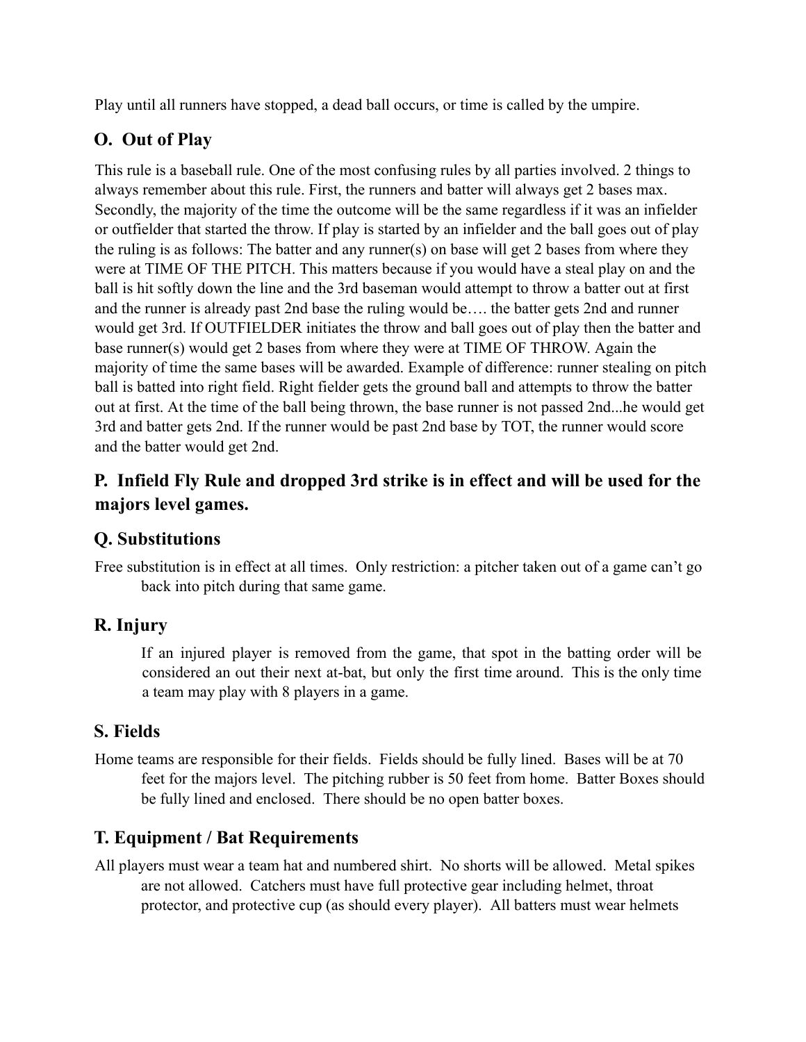Play until all runners have stopped, a dead ball occurs, or time is called by the umpire.

## O. Out of Play

This rule is a baseball rule. One of the most confusing rules by all parties involved. 2 things to always remember about this rule. First, the runners and batter will always get 2 bases max. Secondly, the majority of the time the outcome will be the same regardless if it was an infielder or outfielder that started the throw. If play is started by an infielder and the ball goes out of play the ruling is as follows: The batter and any runner(s) on base will get 2 bases from where they were at TIME OF THE PITCH. This matters because if you would have a steal play on and the ball is hit softly down the line and the 3rd baseman would attempt to throw a batter out at first and the runner is already past 2nd base the ruling would be…. the batter gets 2nd and runner would get 3rd. If OUTFIELDER initiates the throw and ball goes out of play then the batter and base runner(s) would get 2 bases from where they were at TIME OF THROW. Again the majority of time the same bases will be awarded. Example of difference: runner stealing on pitch ball is batted into right field. Right fielder gets the ground ball and attempts to throw the batter out at first. At the time of the ball being thrown, the base runner is not passed 2nd...he would get 3rd and batter gets 2nd. If the runner would be past 2nd base by TOT, the runner would score and the batter would get 2nd.

## P. Infield Fly Rule and dropped 3rd strike is in effect and will be used for the majors level games.

## Q. Substitutions

Free substitution is in effect at all times. Only restriction: a pitcher taken out of a game can't go back into pitch during that same game.

## R. Injury

If an injured player is removed from the game, that spot in the batting order will be considered an out their next at-bat, but only the first time around. This is the only time a team may play with 8 players in a game.

## S. Fields

Home teams are responsible for their fields. Fields should be fully lined. Bases will be at 70 feet for the majors level. The pitching rubber is 50 feet from home. Batter Boxes should be fully lined and enclosed. There should be no open batter boxes.

## T. Equipment / Bat Requirements

All players must wear a team hat and numbered shirt. No shorts will be allowed. Metal spikes are not allowed. Catchers must have full protective gear including helmet, throat protector, and protective cup (as should every player). All batters must wear helmets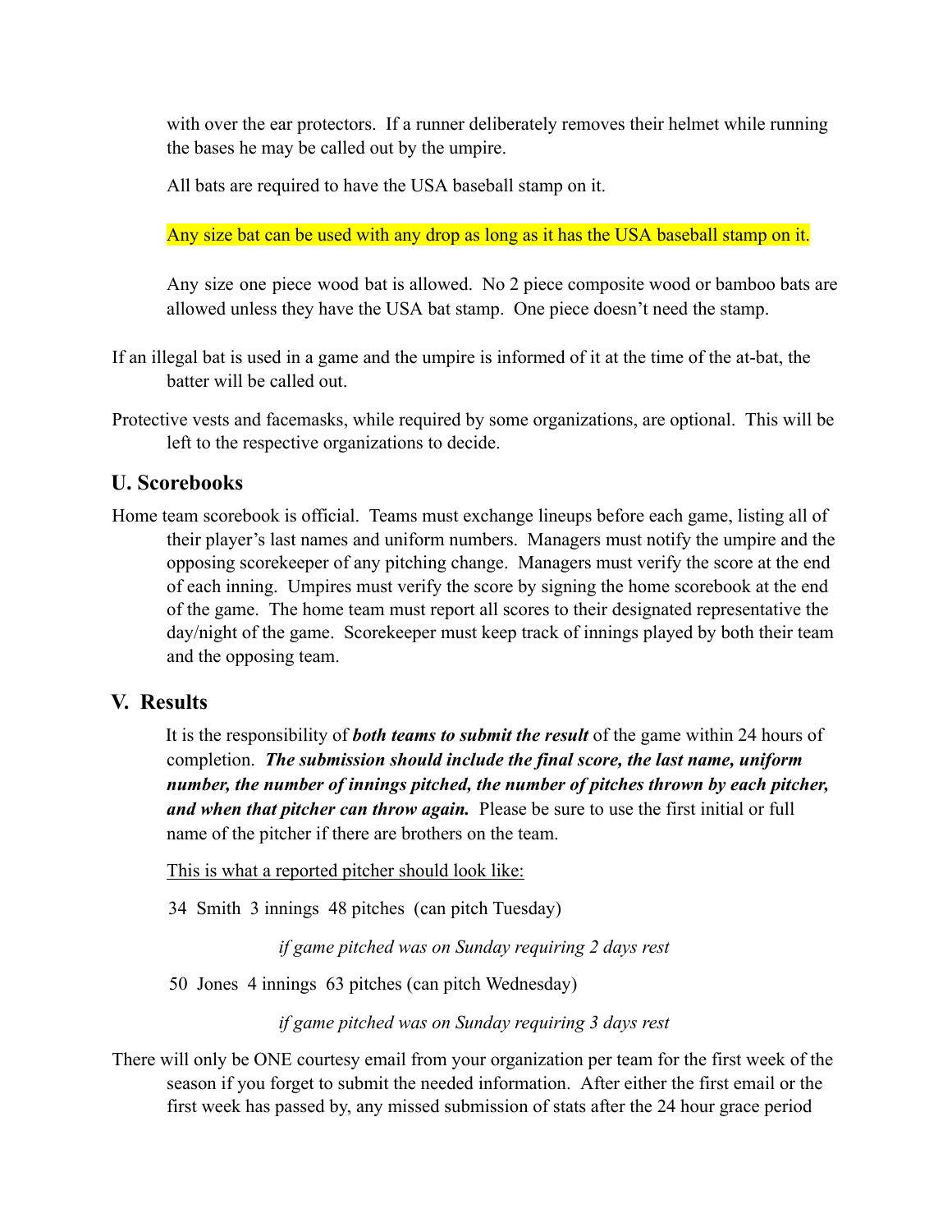with over the ear protectors. If a runner deliberately removes their helmet while running the bases he may be called out by the umpire.

All bats are required to have the USA baseball stamp on it.

Any size bat can be used with any drop as long as it has the USA baseball stamp on it.

Any size one piece wood bat is allowed. No 2 piece composite wood or bamboo bats are allowed unless they have the USA bat stamp. One piece doesn't need the stamp.

If an illegal bat is used in a game and the umpire is informed of it at the time of the at-bat, the batter will be called out.

Protective vests and facemasks, while required by some organizations, are optional. This will be left to the respective organizations to decide.

## U. Scorebooks

Home team scorebook is official. Teams must exchange lineups before each game, listing all of their player's last names and uniform numbers. Managers must notify the umpire and the opposing scorekeeper of any pitching change. Managers must verify the score at the end of each inning. Umpires must verify the score by signing the home scorebook at the end of the game. The home team must report all scores to their designated representative the day/night of the game. Scorekeeper must keep track of innings played by both their team and the opposing team.

## V. Results

It is the responsibility of ***both teams to submit the result*** of the game within 24 hours of completion. ***The submission should include the final score, the last name, uniform number, the number of innings pitched, the number of pitches thrown by each pitcher, and when that pitcher can throw again.*** Please be sure to use the first initial or full name of the pitcher if there are brothers on the team.

This is what a reported pitcher should look like:

34 Smith 3 innings 48 pitches (can pitch Tuesday)

*if game pitched was on Sunday requiring 2 days rest*

50 Jones 4 innings 63 pitches (can pitch Wednesday)

*if game pitched was on Sunday requiring 3 days rest*

There will only be ONE courtesy email from your organization per team for the first week of the season if you forget to submit the needed information. After either the first email or the first week has passed by, any missed submission of stats after the 24 hour grace period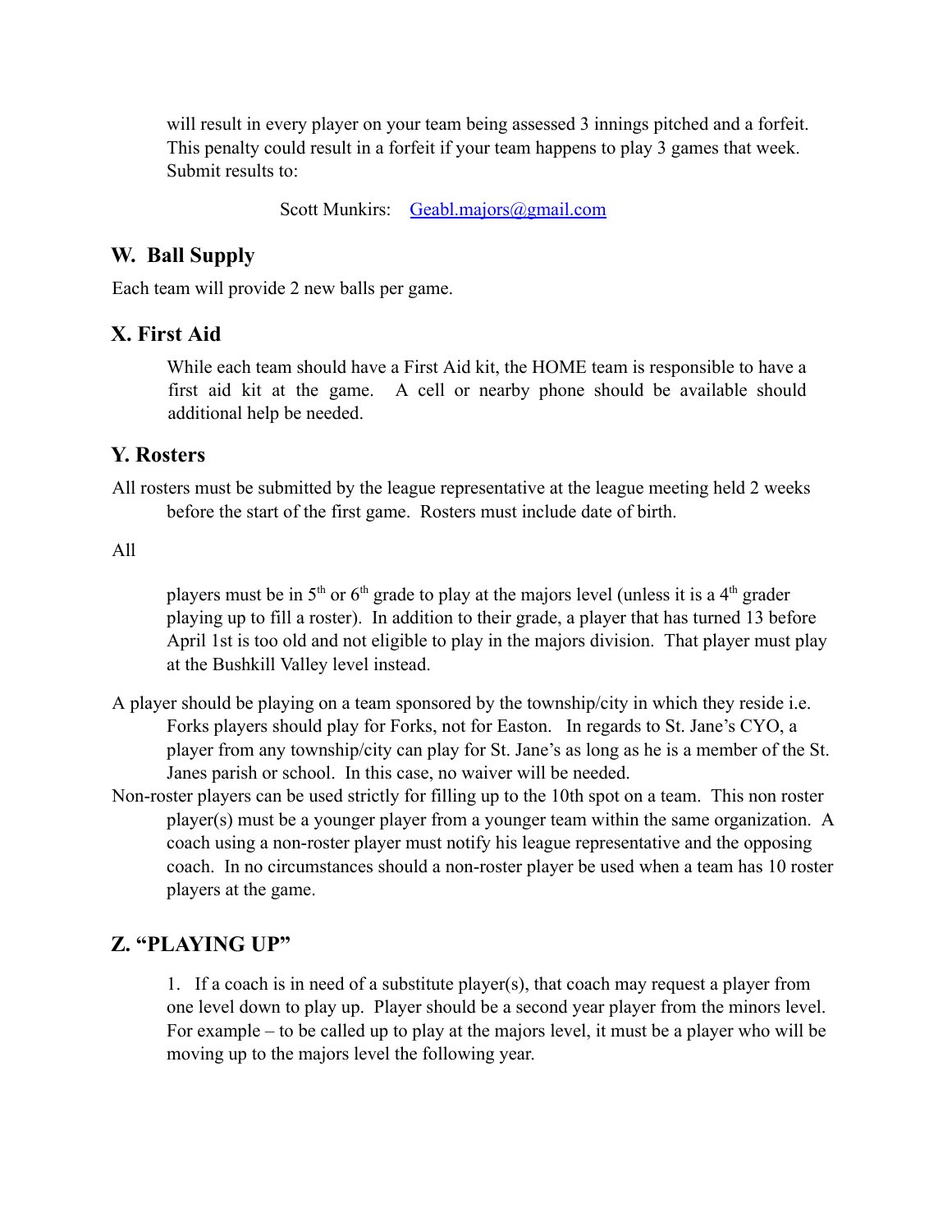will result in every player on your team being assessed 3 innings pitched and a forfeit. This penalty could result in a forfeit if your team happens to play 3 games that week. Submit results to:

Scott Munkirs: Geabl.majors@gmail.com

## W. Ball Supply

Each team will provide 2 new balls per game.

## X. First Aid

While each team should have a First Aid kit, the HOME team is responsible to have a first aid kit at the game. A cell or nearby phone should be available should additional help be needed.

## Y. Rosters

All rosters must be submitted by the league representative at the league meeting held 2 weeks before the start of the first game. Rosters must include date of birth.

All players must be in 5th or 6th grade to play at the majors level (unless it is a 4th grader playing up to fill a roster). In addition to their grade, a player that has turned 13 before April 1st is too old and not eligible to play in the majors division. That player must play at the Bushkill Valley level instead.

A player should be playing on a team sponsored by the township/city in which they reside i.e. Forks players should play for Forks, not for Easton. In regards to St. Jane's CYO, a player from any township/city can play for St. Jane's as long as he is a member of the St. Janes parish or school. In this case, no waiver will be needed.

Non-roster players can be used strictly for filling up to the 10th spot on a team. This non roster player(s) must be a younger player from a younger team within the same organization. A coach using a non-roster player must notify his league representative and the opposing coach. In no circumstances should a non-roster player be used when a team has 10 roster players at the game.

## Z. "PLAYING UP"

1. If a coach is in need of a substitute player(s), that coach may request a player from one level down to play up. Player should be a second year player from the minors level. For example – to be called up to play at the majors level, it must be a player who will be moving up to the majors level the following year.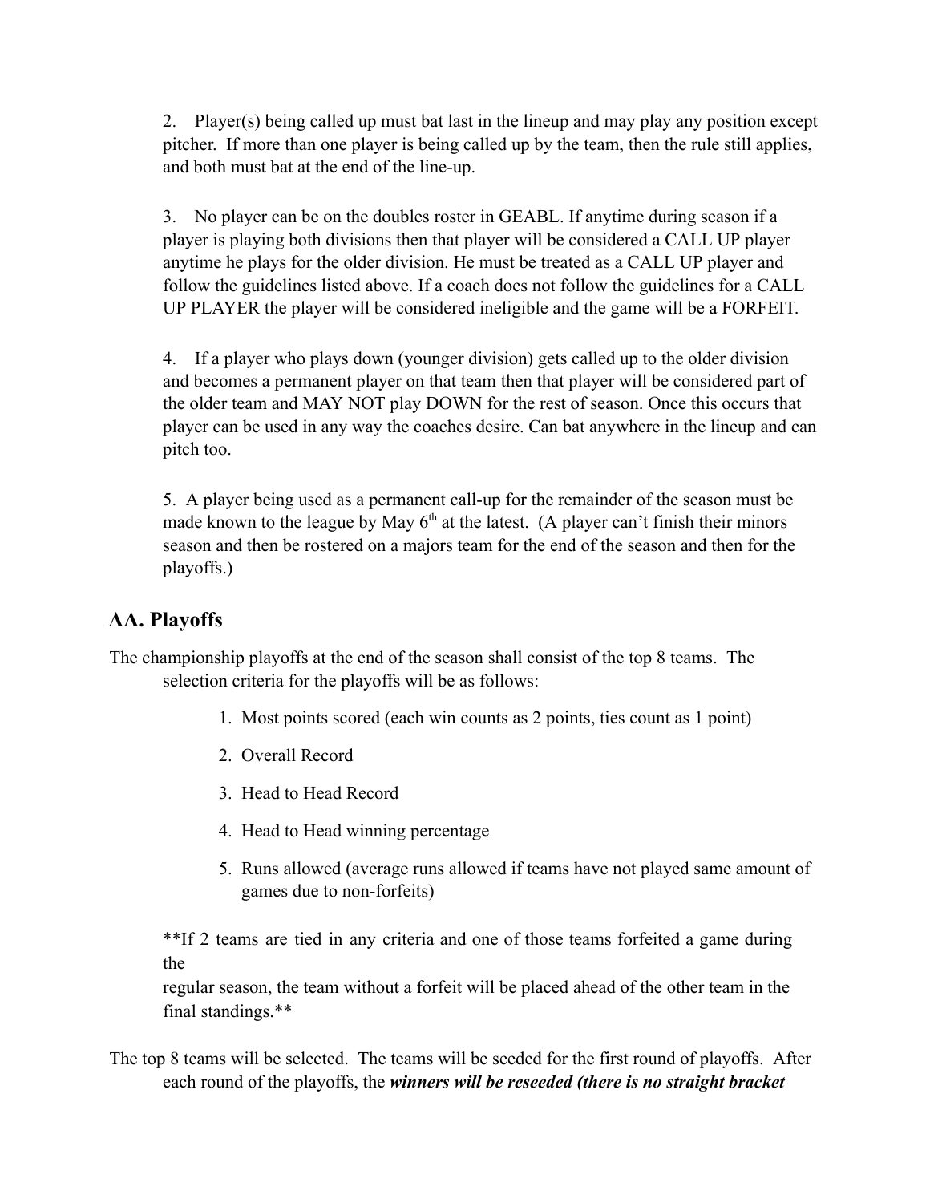2. Player(s) being called up must bat last in the lineup and may play any position except pitcher. If more than one player is being called up by the team, then the rule still applies, and both must bat at the end of the line-up.

3. No player can be on the doubles roster in GEABL. If anytime during season if a player is playing both divisions then that player will be considered a CALL UP player anytime he plays for the older division. He must be treated as a CALL UP player and follow the guidelines listed above. If a coach does not follow the guidelines for a CALL UP PLAYER the player will be considered ineligible and the game will be a FORFEIT.

4. If a player who plays down (younger division) gets called up to the older division and becomes a permanent player on that team then that player will be considered part of the older team and MAY NOT play DOWN for the rest of season. Once this occurs that player can be used in any way the coaches desire. Can bat anywhere in the lineup and can pitch too.

5. A player being used as a permanent call-up for the remainder of the season must be made known to the league by May 6th at the latest. (A player can't finish their minors season and then be rostered on a majors team for the end of the season and then for the playoffs.)

## AA. Playoffs

The championship playoffs at the end of the season shall consist of the top 8 teams. The selection criteria for the playoffs will be as follows:

1. Most points scored (each win counts as 2 points, ties count as 1 point)
2. Overall Record
3. Head to Head Record
4. Head to Head winning percentage
5. Runs allowed (average runs allowed if teams have not played same amount of games due to non-forfeits)

**If 2 teams are tied in any criteria and one of those teams forfeited a game during the regular season, the team without a forfeit will be placed ahead of the other team in the final standings.**

The top 8 teams will be selected. The teams will be seeded for the first round of playoffs. After each round of the playoffs, the ***winners will be reseeded (there is no straight bracket***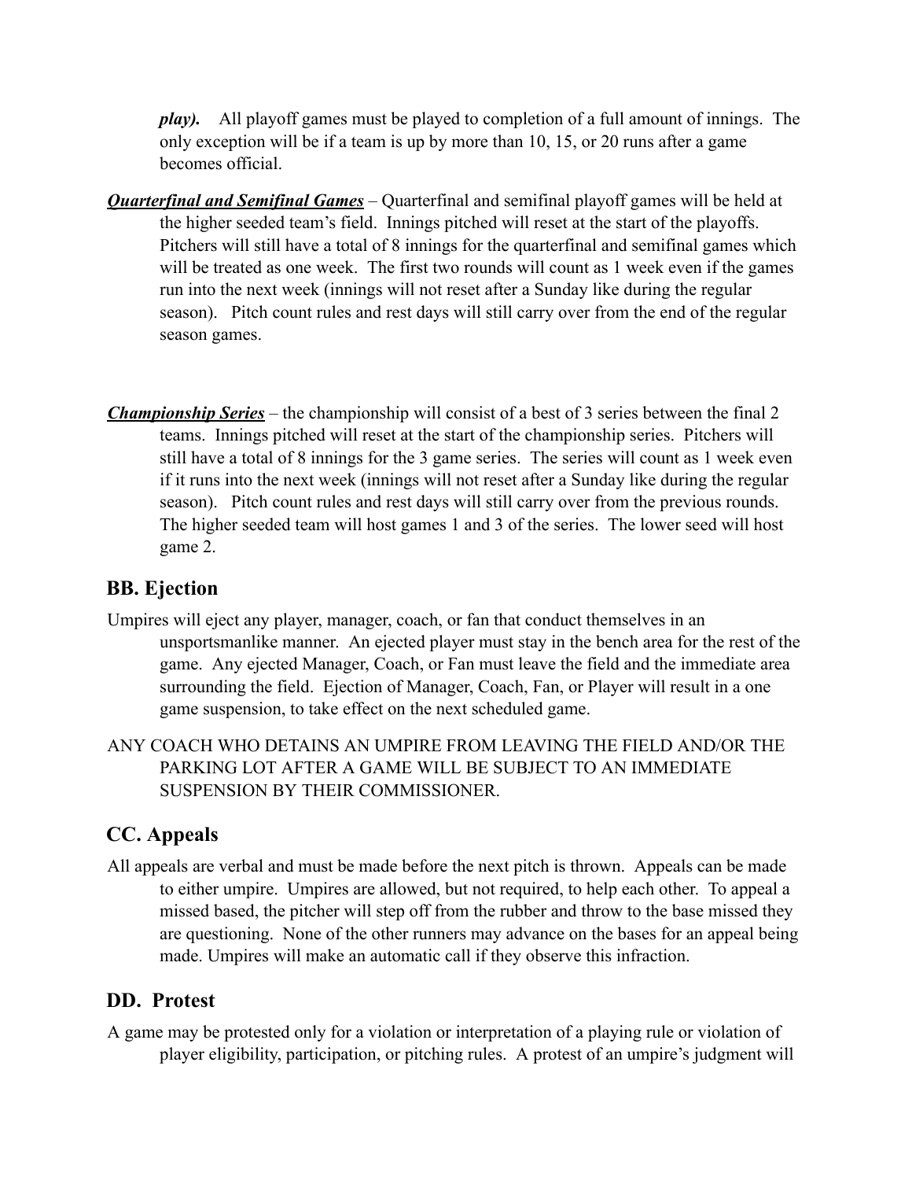***play).*** All playoff games must be played to completion of a full amount of innings. The only exception will be if a team is up by more than 10, 15, or 20 runs after a game becomes official.

***Quarterfinal and Semifinal Games*** – Quarterfinal and semifinal playoff games will be held at the higher seeded team's field. Innings pitched will reset at the start of the playoffs. Pitchers will still have a total of 8 innings for the quarterfinal and semifinal games which will be treated as one week. The first two rounds will count as 1 week even if the games run into the next week (innings will not reset after a Sunday like during the regular season). Pitch count rules and rest days will still carry over from the end of the regular season games.

***Championship Series*** – the championship will consist of a best of 3 series between the final 2 teams. Innings pitched will reset at the start of the championship series. Pitchers will still have a total of 8 innings for the 3 game series. The series will count as 1 week even if it runs into the next week (innings will not reset after a Sunday like during the regular season). Pitch count rules and rest days will still carry over from the previous rounds. The higher seeded team will host games 1 and 3 of the series. The lower seed will host game 2.

## BB. Ejection

Umpires will eject any player, manager, coach, or fan that conduct themselves in an unsportsmanlike manner. An ejected player must stay in the bench area for the rest of the game. Any ejected Manager, Coach, or Fan must leave the field and the immediate area surrounding the field. Ejection of Manager, Coach, Fan, or Player will result in a one game suspension, to take effect on the next scheduled game.

ANY COACH WHO DETAINS AN UMPIRE FROM LEAVING THE FIELD AND/OR THE PARKING LOT AFTER A GAME WILL BE SUBJECT TO AN IMMEDIATE SUSPENSION BY THEIR COMMISSIONER.

## CC. Appeals

All appeals are verbal and must be made before the next pitch is thrown. Appeals can be made to either umpire. Umpires are allowed, but not required, to help each other. To appeal a missed based, the pitcher will step off from the rubber and throw to the base missed they are questioning. None of the other runners may advance on the bases for an appeal being made. Umpires will make an automatic call if they observe this infraction.

## DD. Protest

A game may be protested only for a violation or interpretation of a playing rule or violation of player eligibility, participation, or pitching rules. A protest of an umpire's judgment will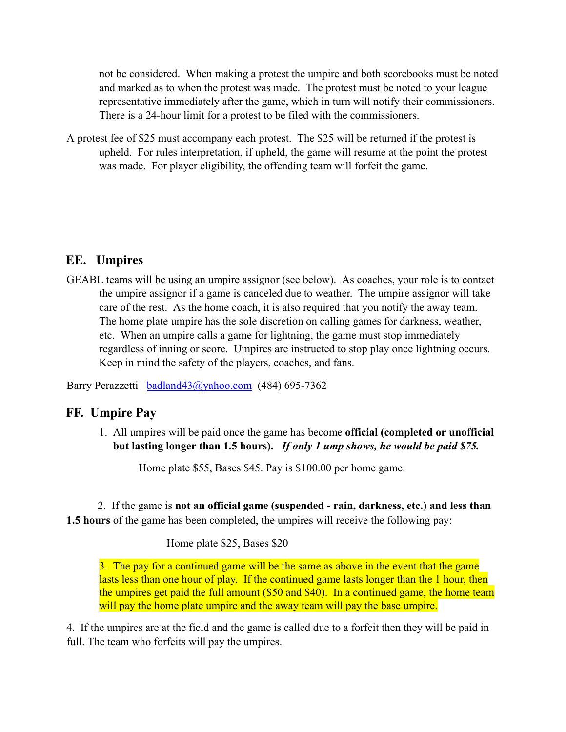not be considered. When making a protest the umpire and both scorebooks must be noted and marked as to when the protest was made. The protest must be noted to your league representative immediately after the game, which in turn will notify their commissioners. There is a 24-hour limit for a protest to be filed with the commissioners.

A protest fee of $25 must accompany each protest. The $25 will be returned if the protest is upheld. For rules interpretation, if upheld, the game will resume at the point the protest was made. For player eligibility, the offending team will forfeit the game.

## EE. Umpires

GEABL teams will be using an umpire assignor (see below). As coaches, your role is to contact the umpire assignor if a game is canceled due to weather. The umpire assignor will take care of the rest. As the home coach, it is also required that you notify the away team. The home plate umpire has the sole discretion on calling games for darkness, weather, etc. When an umpire calls a game for lightning, the game must stop immediately regardless of inning or score. Umpires are instructed to stop play once lightning occurs. Keep in mind the safety of the players, coaches, and fans.

Barry Perazzetti [badland43@yahoo.com](mailto:badland43@yahoo.com) (484) 695-7362

## FF. Umpire Pay

1. All umpires will be paid once the game has become **official (completed or unofficial but lasting longer than 1.5 hours).** ***If only 1 ump shows, he would be paid $75.***

   Home plate $55, Bases $45. Pay is $100.00 per home game.

2. If the game is **not an official game (suspended - rain, darkness, etc.) and less than 1.5 hours** of the game has been completed, the umpires will receive the following pay:

   Home plate $25, Bases $20

3. The pay for a continued game will be the same as above in the event that the game lasts less than one hour of play. If the continued game lasts longer than the 1 hour, then the umpires get paid the full amount ($50 and $40). In a continued game, the home team will pay the home plate umpire and the away team will pay the base umpire.

4. If the umpires are at the field and the game is called due to a forfeit then they will be paid in full. The team who forfeits will pay the umpires.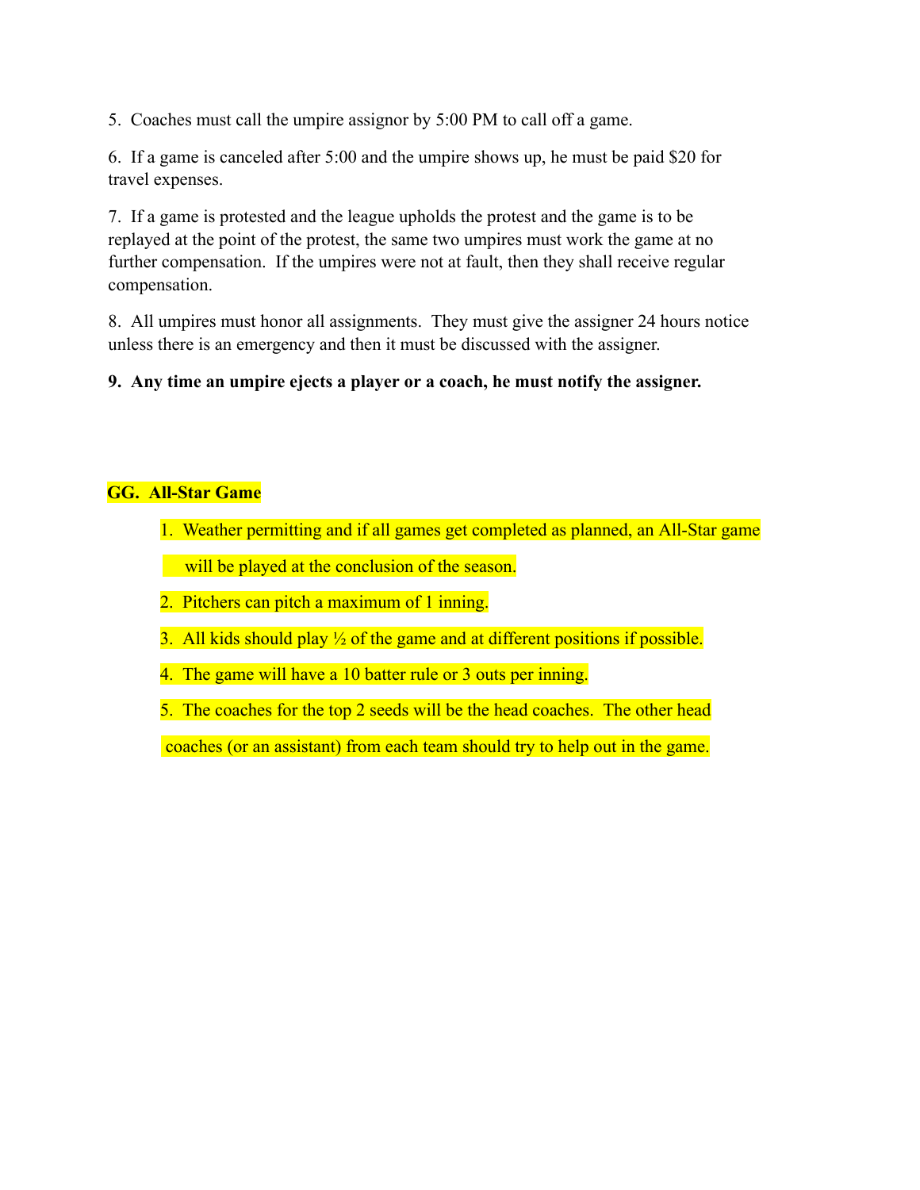5. Coaches must call the umpire assignor by 5:00 PM to call off a game.

6. If a game is canceled after 5:00 and the umpire shows up, he must be paid $20 for travel expenses.

7. If a game is protested and the league upholds the protest and the game is to be replayed at the point of the protest, the same two umpires must work the game at no further compensation. If the umpires were not at fault, then they shall receive regular compensation.

8. All umpires must honor all assignments. They must give the assigner 24 hours notice unless there is an emergency and then it must be discussed with the assigner.

**9. Any time an umpire ejects a player or a coach, he must notify the assigner.**

**GG. All-Star Game**

1. Weather permitting and if all games get completed as planned, an All-Star game will be played at the conclusion of the season.
2. Pitchers can pitch a maximum of 1 inning.
3. All kids should play ½ of the game and at different positions if possible.
4. The game will have a 10 batter rule or 3 outs per inning.
5. The coaches for the top 2 seeds will be the head coaches. The other head coaches (or an assistant) from each team should try to help out in the game.